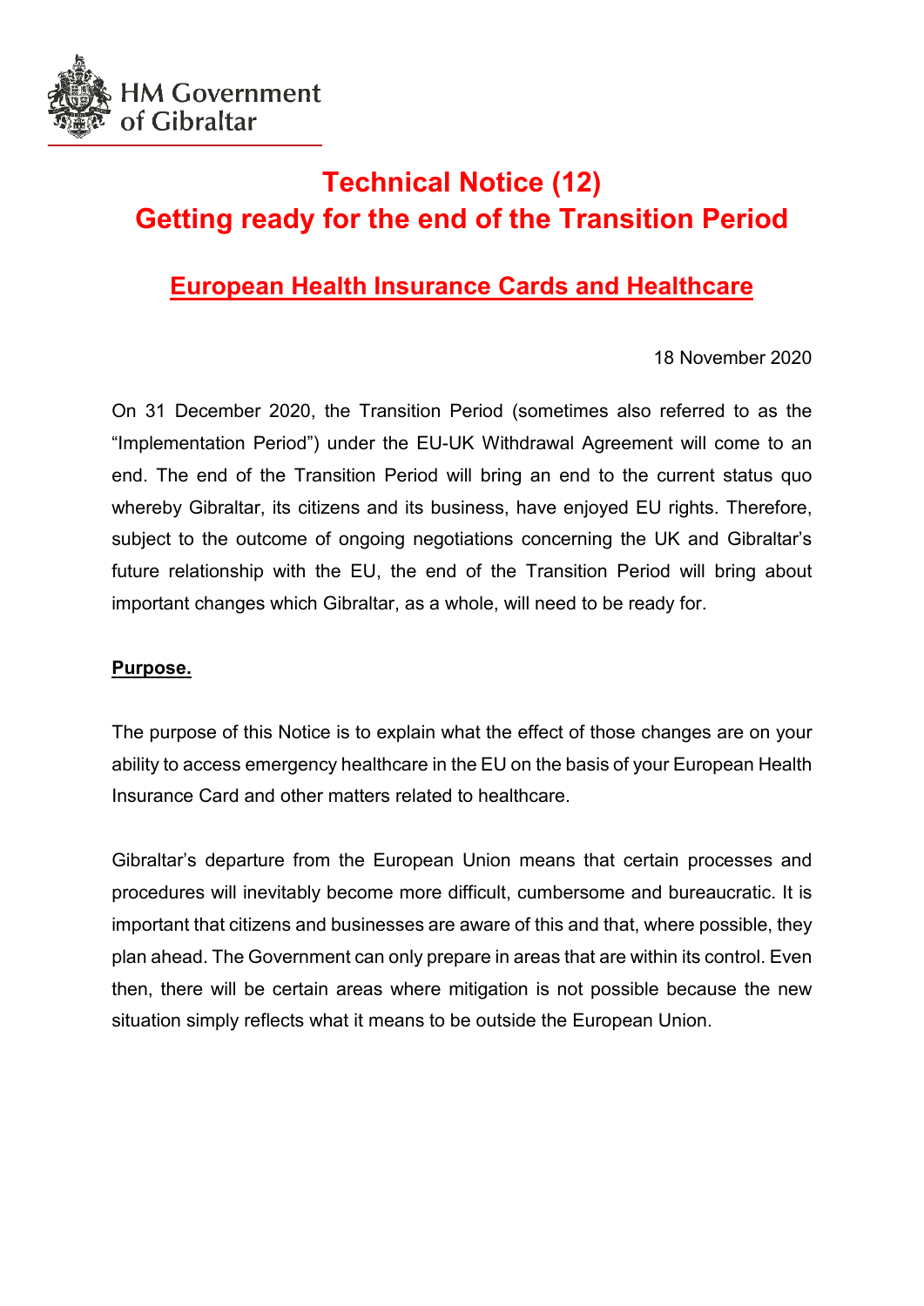HM Government of Gibraltar

# Technical Notice (12)
# Getting ready for the end of the Transition Period

## European Health Insurance Cards and Healthcare

18 November 2020

On 31 December 2020, the Transition Period (sometimes also referred to as the "Implementation Period") under the EU-UK Withdrawal Agreement will come to an end. The end of the Transition Period will bring an end to the current status quo whereby Gibraltar, its citizens and its business, have enjoyed EU rights. Therefore, subject to the outcome of ongoing negotiations concerning the UK and Gibraltar's future relationship with the EU, the end of the Transition Period will bring about important changes which Gibraltar, as a whole, will need to be ready for.

**Purpose.**

The purpose of this Notice is to explain what the effect of those changes are on your ability to access emergency healthcare in the EU on the basis of your European Health Insurance Card and other matters related to healthcare.

Gibraltar's departure from the European Union means that certain processes and procedures will inevitably become more difficult, cumbersome and bureaucratic. It is important that citizens and businesses are aware of this and that, where possible, they plan ahead. The Government can only prepare in areas that are within its control. Even then, there will be certain areas where mitigation is not possible because the new situation simply reflects what it means to be outside the European Union.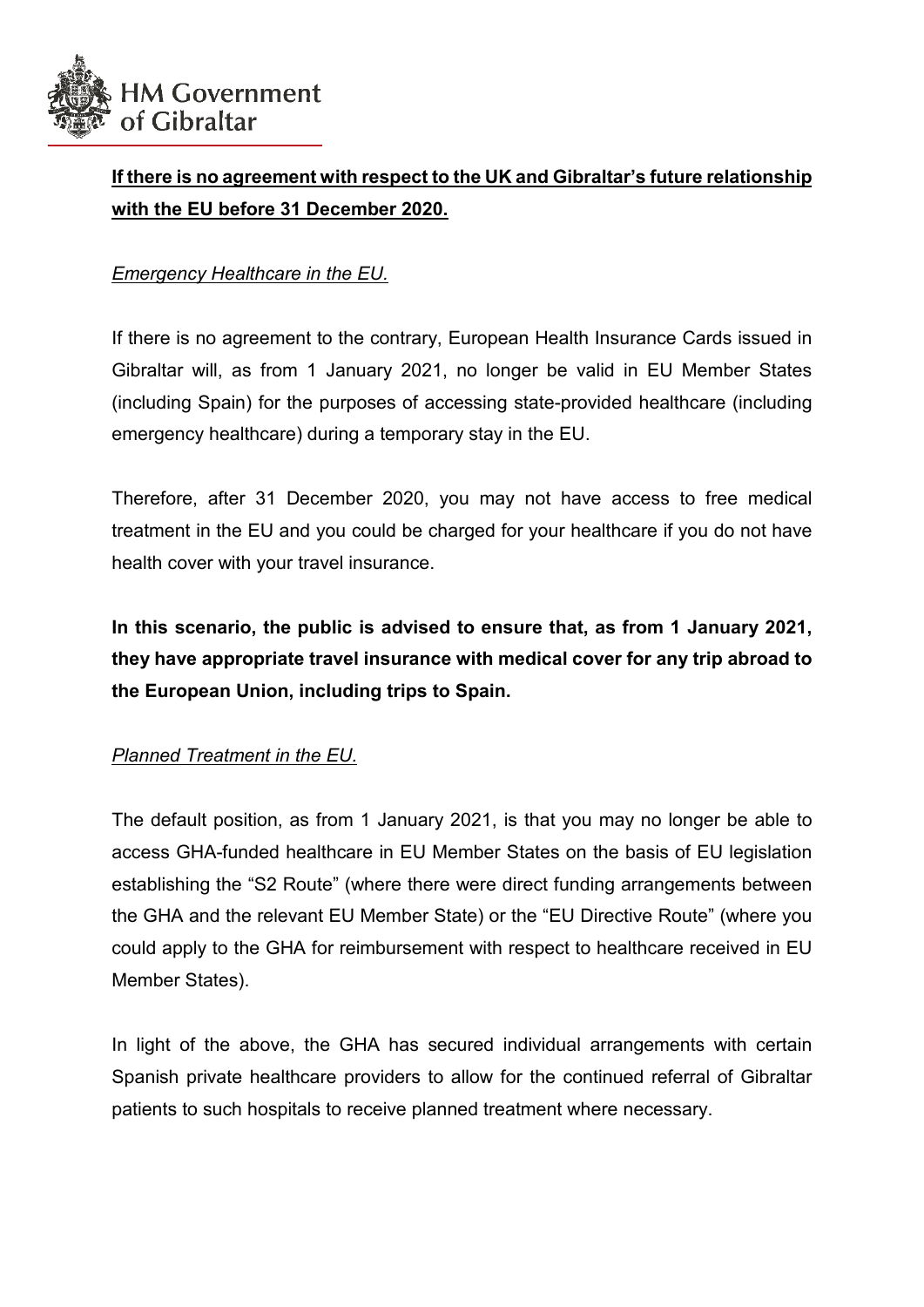**<u>If there is no agreement with respect to the UK and Gibraltar's future relationship with the EU before 31 December 2020.</u>**

*<u>Emergency Healthcare in the EU.</u>*

If there is no agreement to the contrary, European Health Insurance Cards issued in Gibraltar will, as from 1 January 2021, no longer be valid in EU Member States (including Spain) for the purposes of accessing state-provided healthcare (including emergency healthcare) during a temporary stay in the EU.

Therefore, after 31 December 2020, you may not have access to free medical treatment in the EU and you could be charged for your healthcare if you do not have health cover with your travel insurance.

**In this scenario, the public is advised to ensure that, as from 1 January 2021, they have appropriate travel insurance with medical cover for any trip abroad to the European Union, including trips to Spain.**

*<u>Planned Treatment in the EU.</u>*

The default position, as from 1 January 2021, is that you may no longer be able to access GHA-funded healthcare in EU Member States on the basis of EU legislation establishing the "S2 Route" (where there were direct funding arrangements between the GHA and the relevant EU Member State) or the "EU Directive Route" (where you could apply to the GHA for reimbursement with respect to healthcare received in EU Member States).

In light of the above, the GHA has secured individual arrangements with certain Spanish private healthcare providers to allow for the continued referral of Gibraltar patients to such hospitals to receive planned treatment where necessary.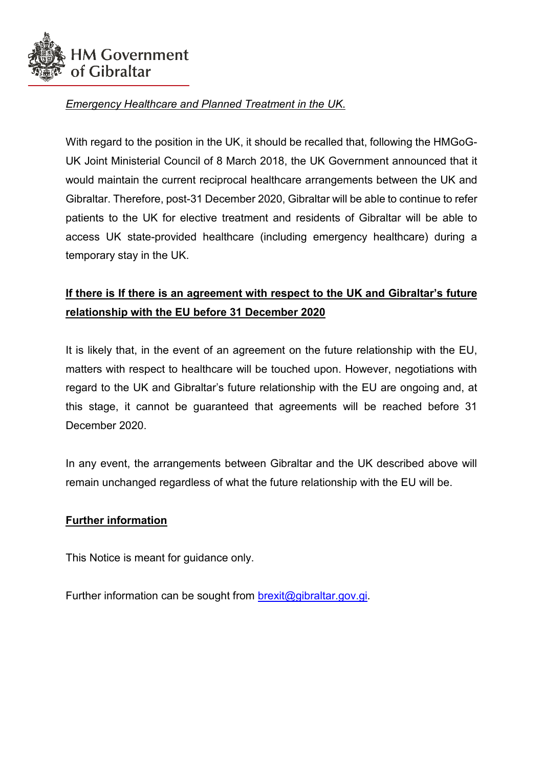*Emergency Healthcare and Planned Treatment in the UK.*

With regard to the position in the UK, it should be recalled that, following the HMGoG-UK Joint Ministerial Council of 8 March 2018, the UK Government announced that it would maintain the current reciprocal healthcare arrangements between the UK and Gibraltar. Therefore, post-31 December 2020, Gibraltar will be able to continue to refer patients to the UK for elective treatment and residents of Gibraltar will be able to access UK state-provided healthcare (including emergency healthcare) during a temporary stay in the UK.

**If there is If there is an agreement with respect to the UK and Gibraltar's future relationship with the EU before 31 December 2020**

It is likely that, in the event of an agreement on the future relationship with the EU, matters with respect to healthcare will be touched upon. However, negotiations with regard to the UK and Gibraltar's future relationship with the EU are ongoing and, at this stage, it cannot be guaranteed that agreements will be reached before 31 December 2020.

In any event, the arrangements between Gibraltar and the UK described above will remain unchanged regardless of what the future relationship with the EU will be.

**Further information**

This Notice is meant for guidance only.

Further information can be sought from brexit@gibraltar.gov.gi.